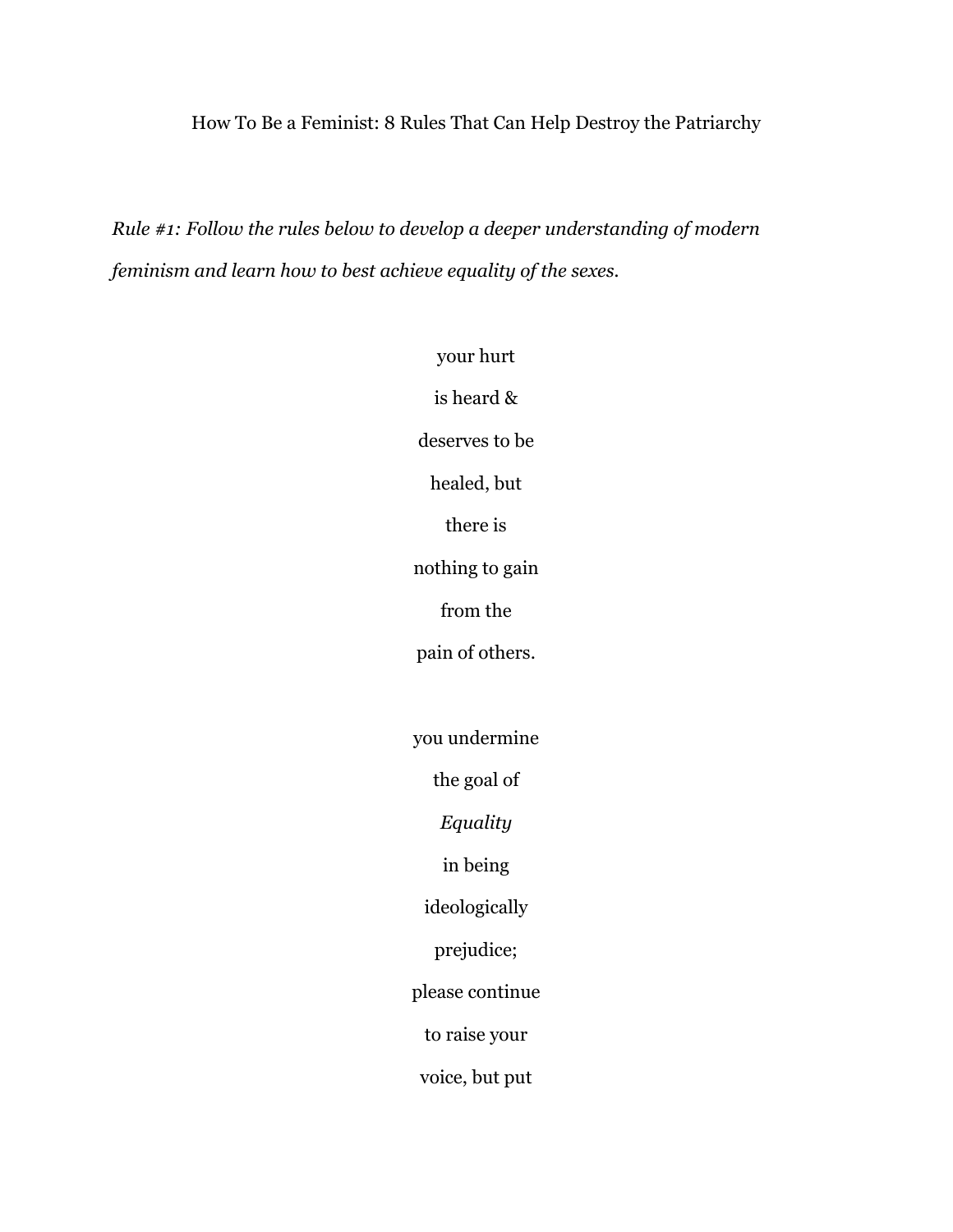# How To Be a Feminist: 8 Rules That Can Help Destroy the Patriarchy

*Rule #1: Follow the rules below to develop a deeper understanding of modern feminism and learn how to best achieve equality of the sexes.*

your hurt  
is heard &  
deserves to be  
healed, but  
there is  
nothing to gain  
from the  
pain of others.

you undermine  
the goal of  
*Equality*  
in being  
ideologically  
prejudice;  
please continue  
to raise your  
voice, but put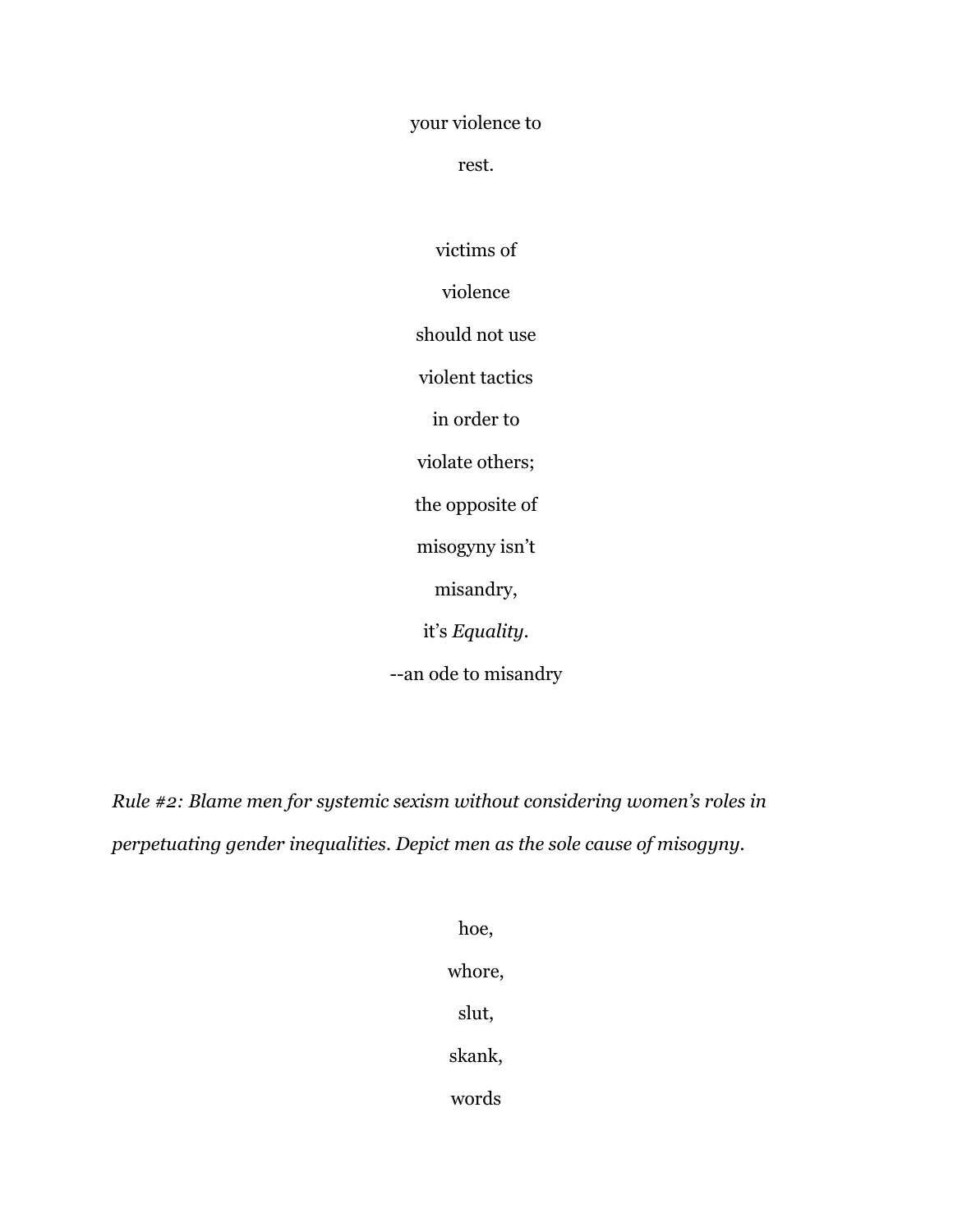your violence to

rest.

victims of

violence

should not use

violent tactics

in order to

violate others;

the opposite of

misogyny isn't

misandry,

it's *Equality*.

--an ode to misandry

*Rule #2: Blame men for systemic sexism without considering women's roles in perpetuating gender inequalities. Depict men as the sole cause of misogyny.*

hoe,

whore,

slut,

skank,

words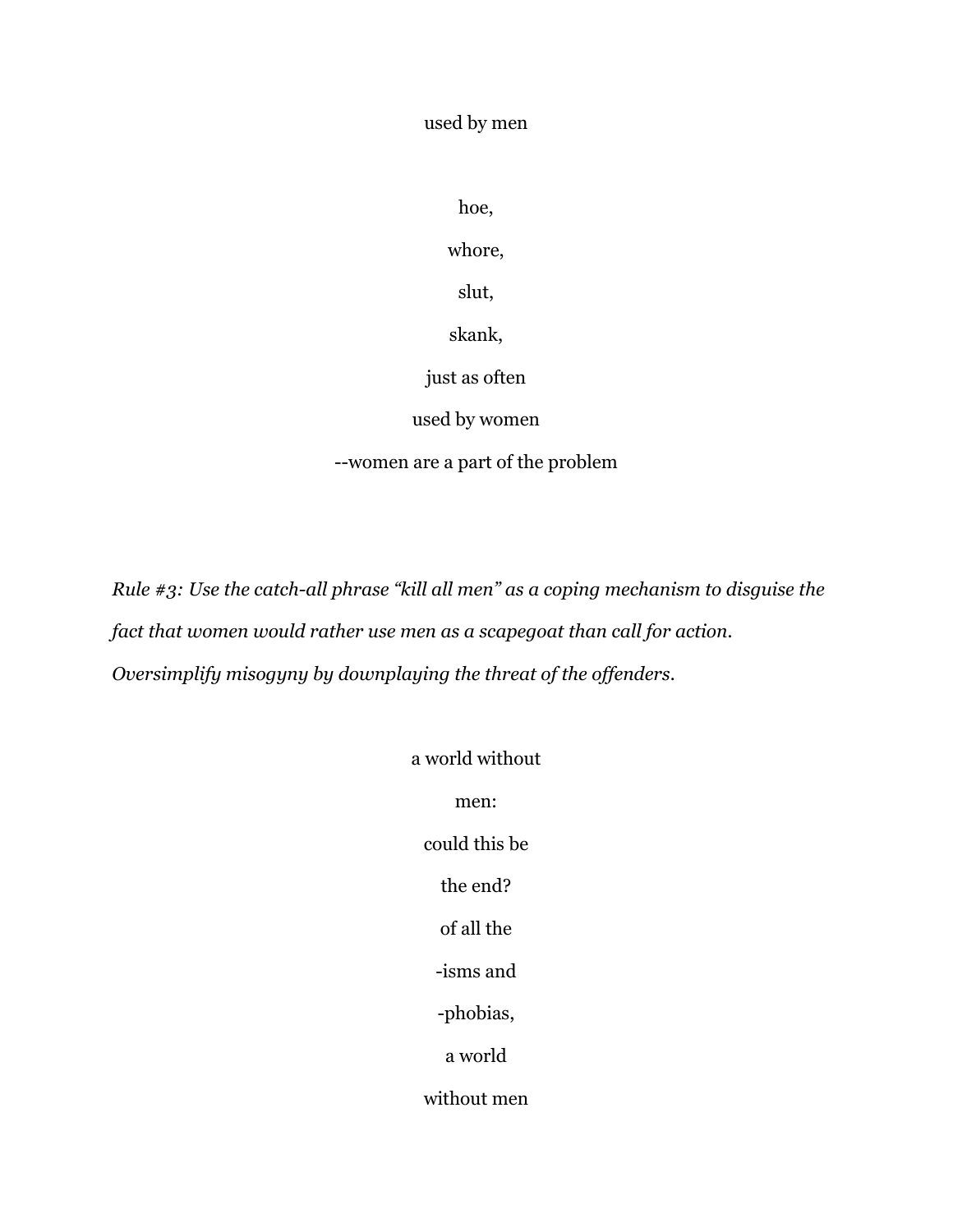used by men

hoe,

whore,

slut,

skank,

just as often

used by women

--women are a part of the problem

*Rule #3: Use the catch-all phrase "kill all men" as a coping mechanism to disguise the fact that women would rather use men as a scapegoat than call for action. Oversimplify misogyny by downplaying the threat of the offenders.*

a world without

men:

could this be

the end?

of all the

-isms and

-phobias,

a world

without men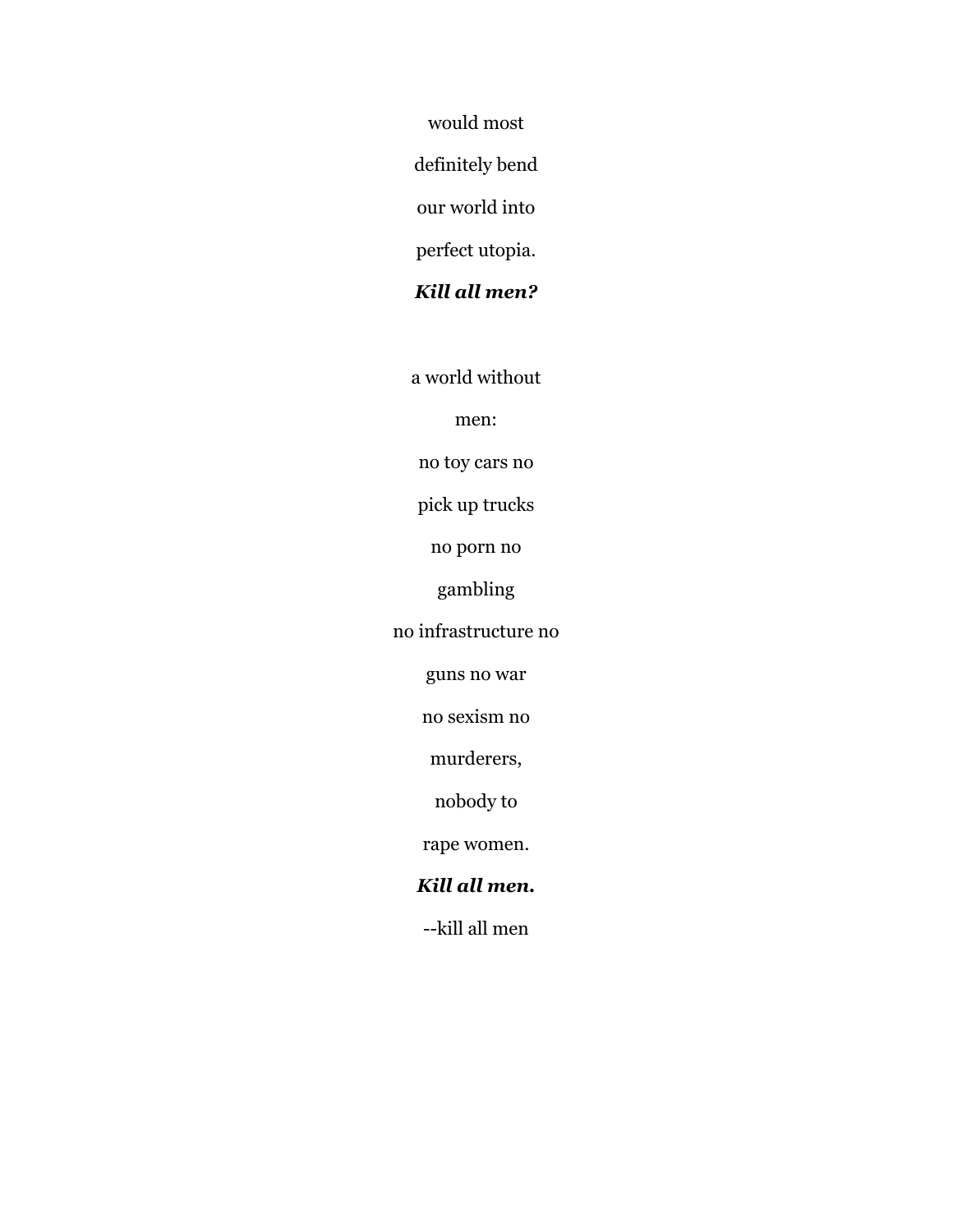would most

definitely bend

our world into

perfect utopia.

***Kill all men?***

a world without

men:

no toy cars no

pick up trucks

no porn no

gambling

no infrastructure no

guns no war

no sexism no

murderers,

nobody to

rape women.

***Kill all men.***

--kill all men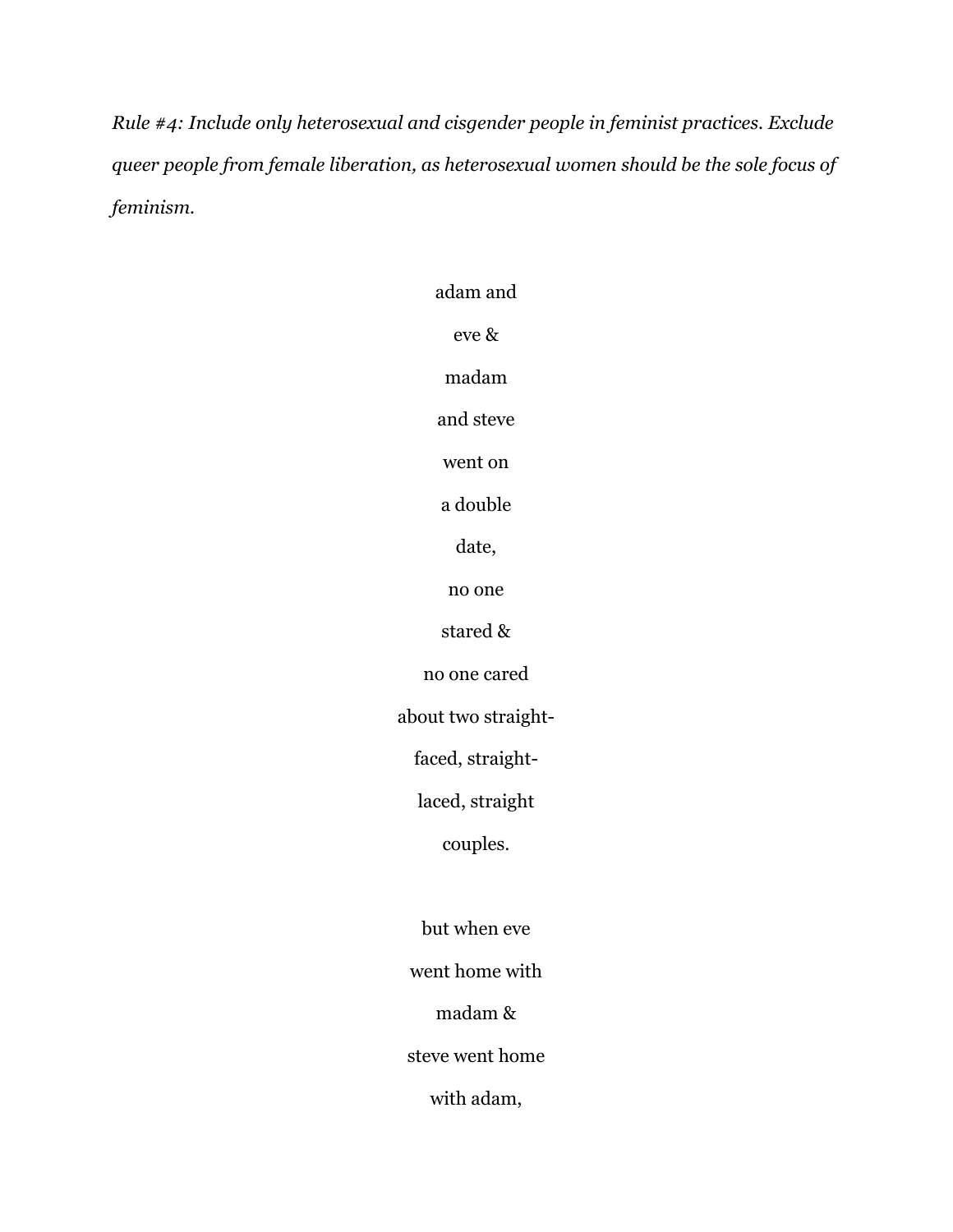*Rule #4: Include only heterosexual and cisgender people in feminist practices. Exclude queer people from female liberation, as heterosexual women should be the sole focus of feminism.*

adam and

eve &

madam

and steve

went on

a double

date,

no one

stared &

no one cared

about two straight-

faced, straight-

laced, straight

couples.

but when eve

went home with

madam &

steve went home

with adam,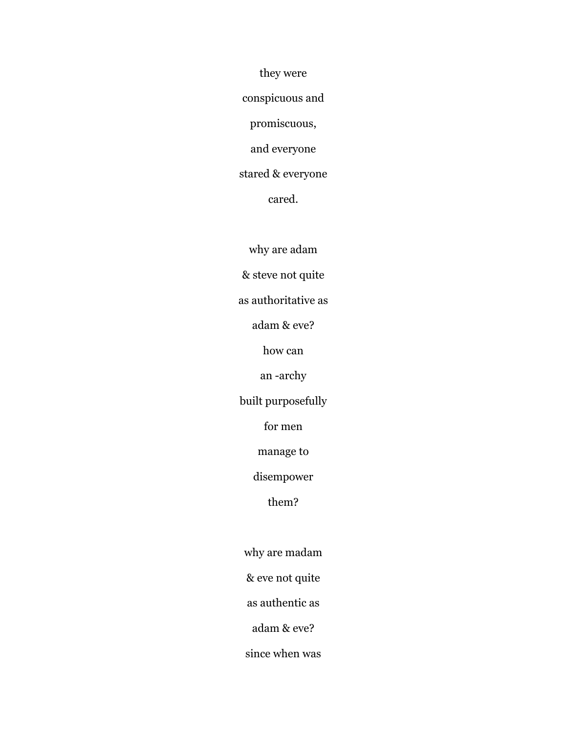they were

conspicuous and

promiscuous,

and everyone

stared & everyone

cared.

why are adam

& steve not quite

as authoritative as

adam & eve?

how can

an -archy

built purposefully

for men

manage to

disempower

them?

why are madam

& eve not quite

as authentic as

adam & eve?

since when was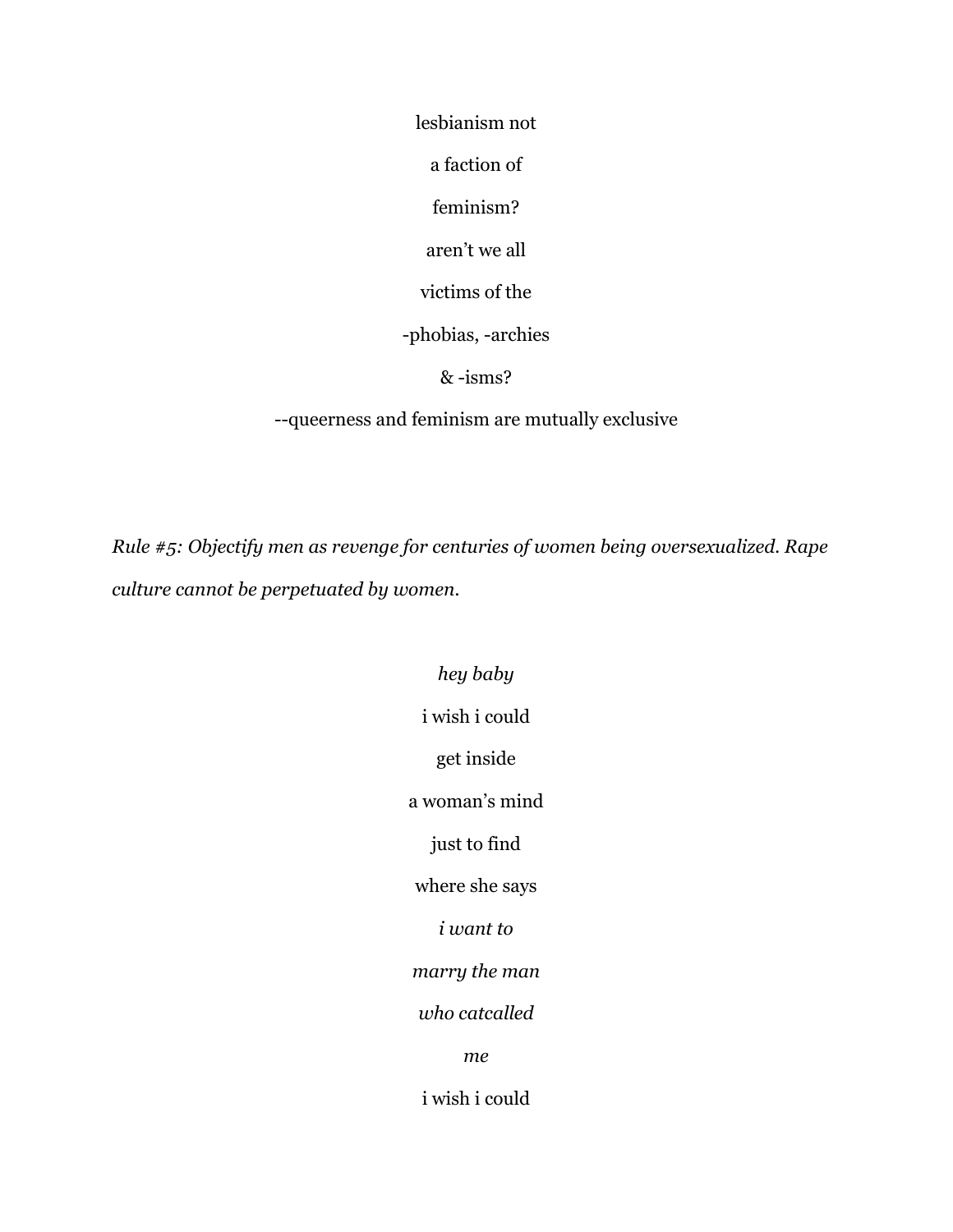lesbianism not

a faction of

feminism?

aren't we all

victims of the

-phobias, -archies

& -isms?

--queerness and feminism are mutually exclusive

*Rule #5: Objectify men as revenge for centuries of women being oversexualized. Rape culture cannot be perpetuated by women.*

*hey baby*

i wish i could

get inside

a woman's mind

just to find

where she says

*i want to*

*marry the man*

*who catcalled*

*me*

i wish i could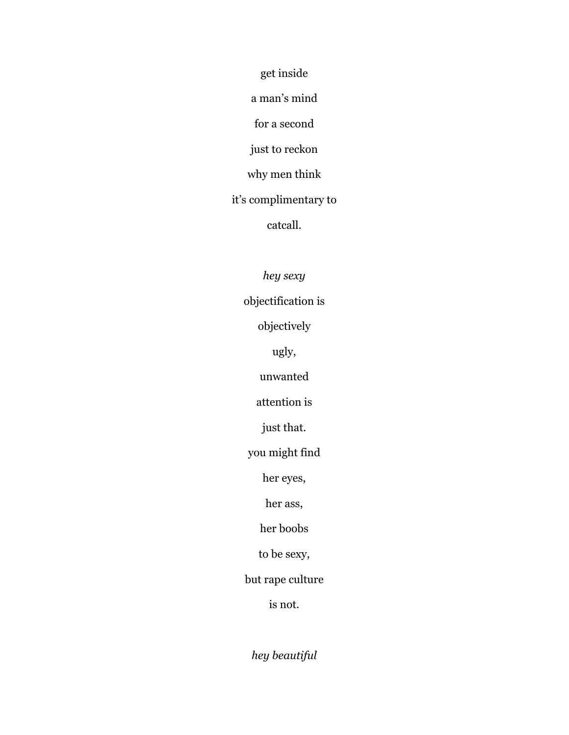get inside

a man's mind

for a second

just to reckon

why men think

it's complimentary to

catcall.

*hey sexy*

objectification is

objectively

ugly,

unwanted

attention is

just that.

you might find

her eyes,

her ass,

her boobs

to be sexy,

but rape culture

is not.

*hey beautiful*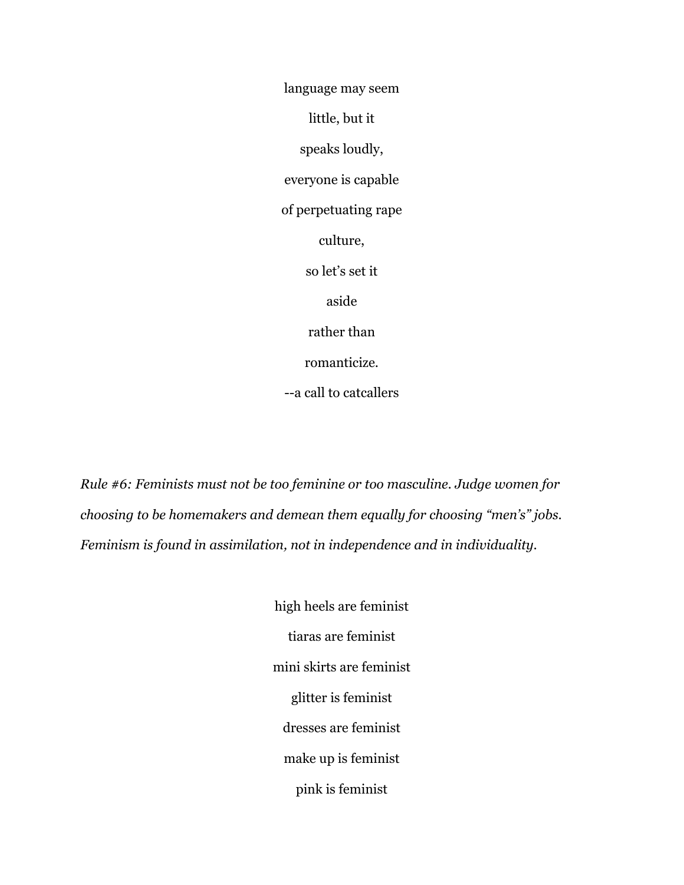language may seem

little, but it

speaks loudly,

everyone is capable

of perpetuating rape

culture,

so let's set it

aside

rather than

romanticize.

--a call to catcallers

*Rule #6: Feminists must not be too feminine or too masculine. Judge women for choosing to be homemakers and demean them equally for choosing "men's" jobs. Feminism is found in assimilation, not in independence and in individuality.*

high heels are feminist

tiaras are feminist

mini skirts are feminist

glitter is feminist

dresses are feminist

make up is feminist

pink is feminist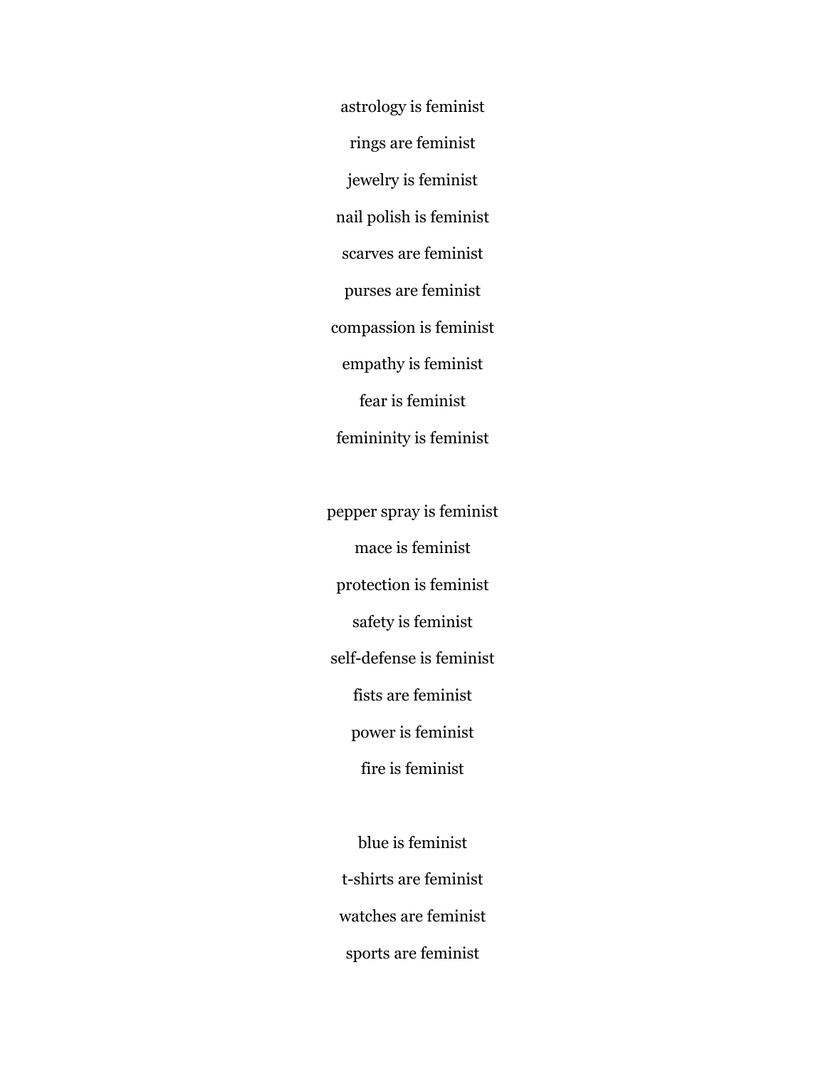astrology is feminist

rings are feminist

jewelry is feminist

nail polish is feminist

scarves are feminist

purses are feminist

compassion is feminist

empathy is feminist

fear is feminist

femininity is feminist

pepper spray is feminist

mace is feminist

protection is feminist

safety is feminist

self-defense is feminist

fists are feminist

power is feminist

fire is feminist

blue is feminist

t-shirts are feminist

watches are feminist

sports are feminist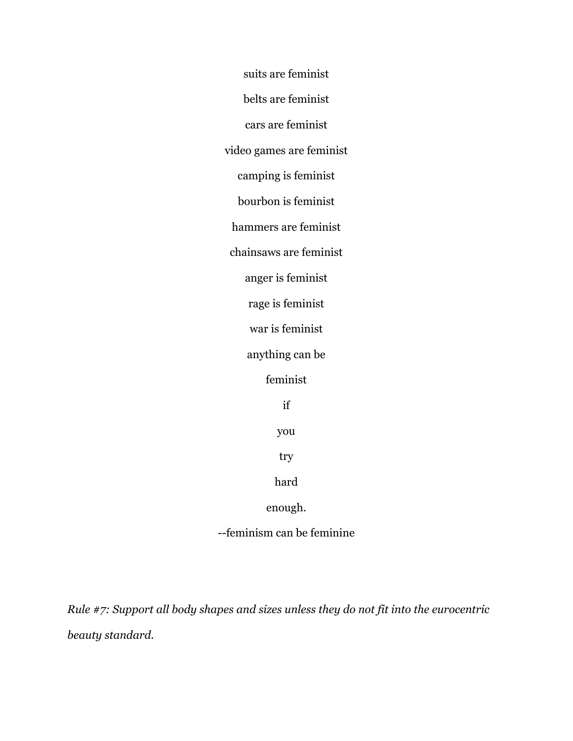suits are feminist

belts are feminist

cars are feminist

video games are feminist

camping is feminist

bourbon is feminist

hammers are feminist

chainsaws are feminist

anger is feminist

rage is feminist

war is feminist

anything can be

feminist

if

you

try

hard

enough.

--feminism can be feminine

*Rule #7: Support all body shapes and sizes unless they do not fit into the eurocentric beauty standard.*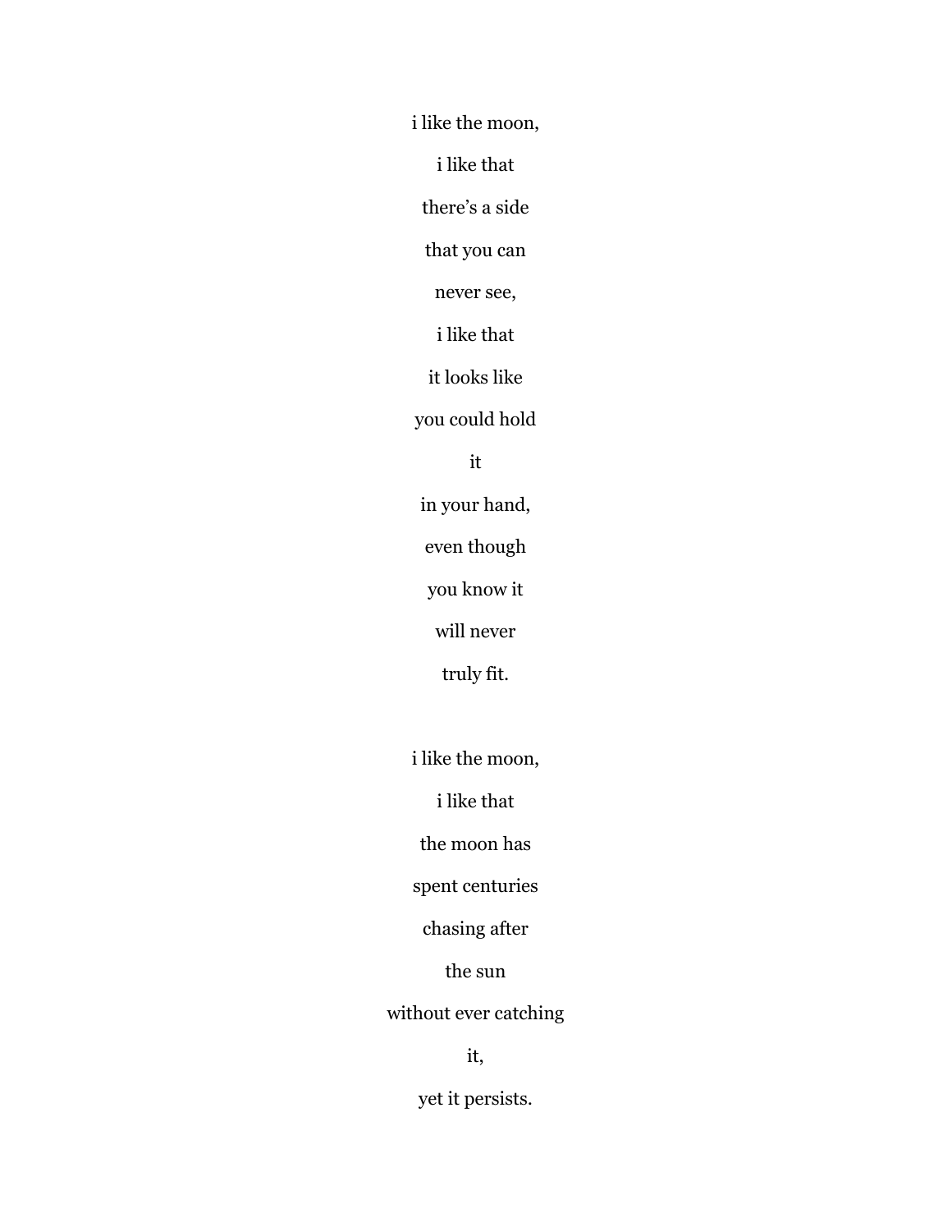i like the moon,

i like that

there’s a side

that you can

never see,

i like that

it looks like

you could hold

it

in your hand,

even though

you know it

will never

truly fit.

i like the moon,

i like that

the moon has

spent centuries

chasing after

the sun

without ever catching

it,

yet it persists.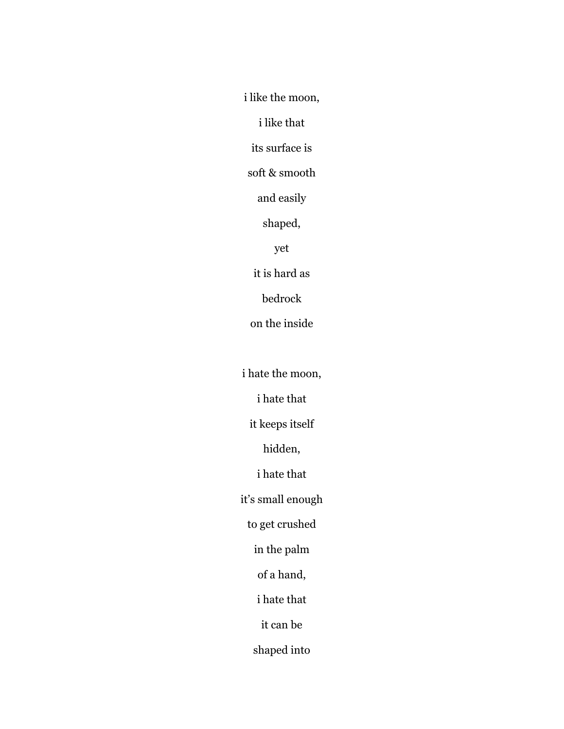i like the moon,

i like that

its surface is

soft & smooth

and easily

shaped,

yet

it is hard as

bedrock

on the inside

i hate the moon,

i hate that

it keeps itself

hidden,

i hate that

it's small enough

to get crushed

in the palm

of a hand,

i hate that

it can be

shaped into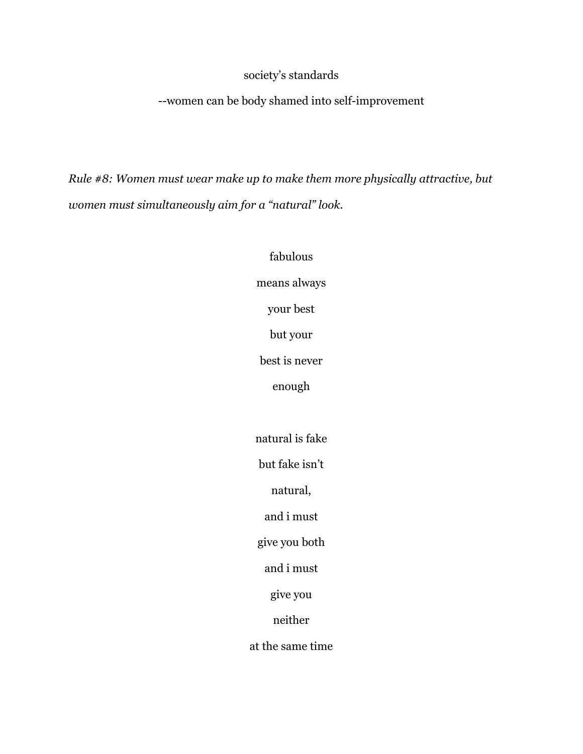society's standards

--women can be body shamed into self-improvement

*Rule #8: Women must wear make up to make them more physically attractive, but women must simultaneously aim for a "natural" look.*

fabulous

means always

your best

but your

best is never

enough

natural is fake

but fake isn't

natural,

and i must

give you both

and i must

give you

neither

at the same time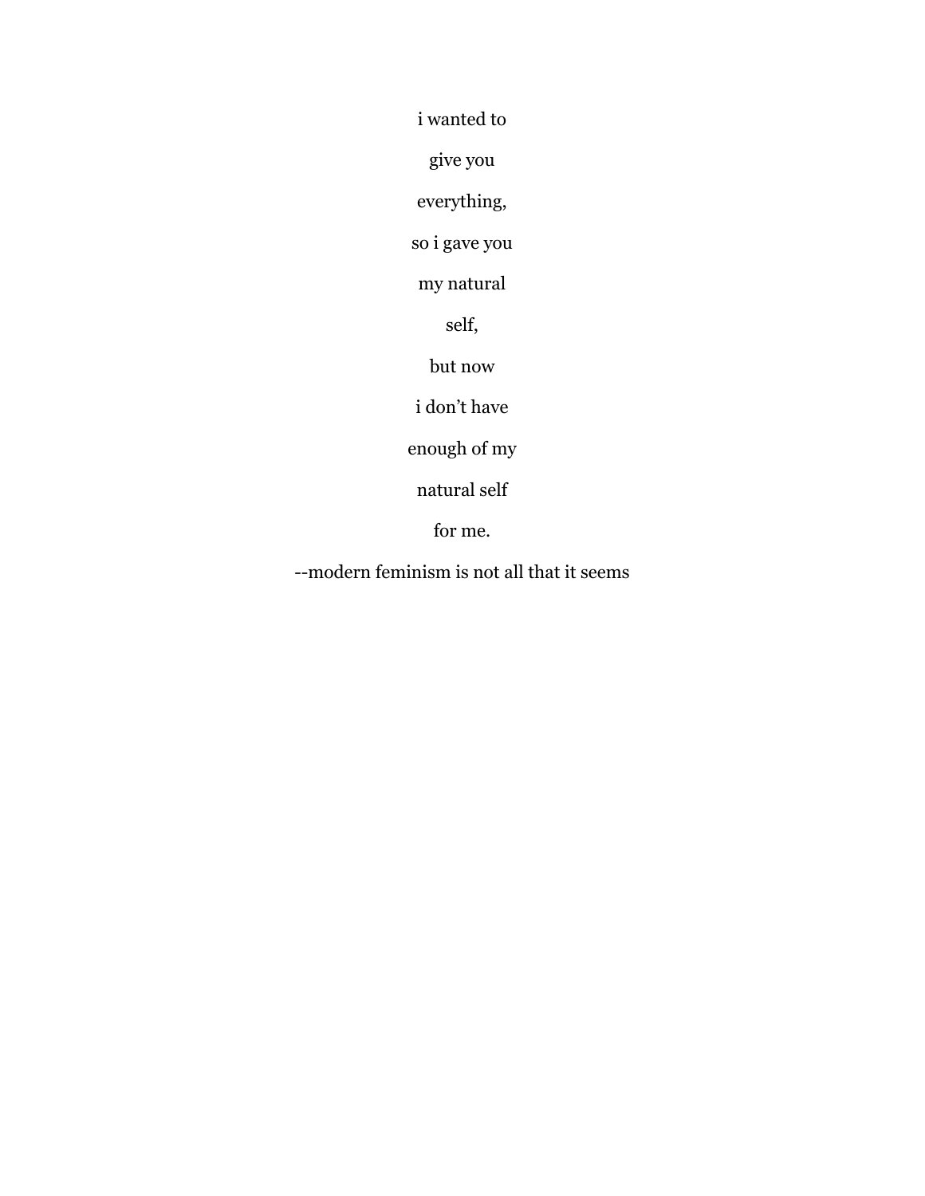i wanted to

give you

everything,

so i gave you

my natural

self,

but now

i don't have

enough of my

natural self

for me.

--modern feminism is not all that it seems